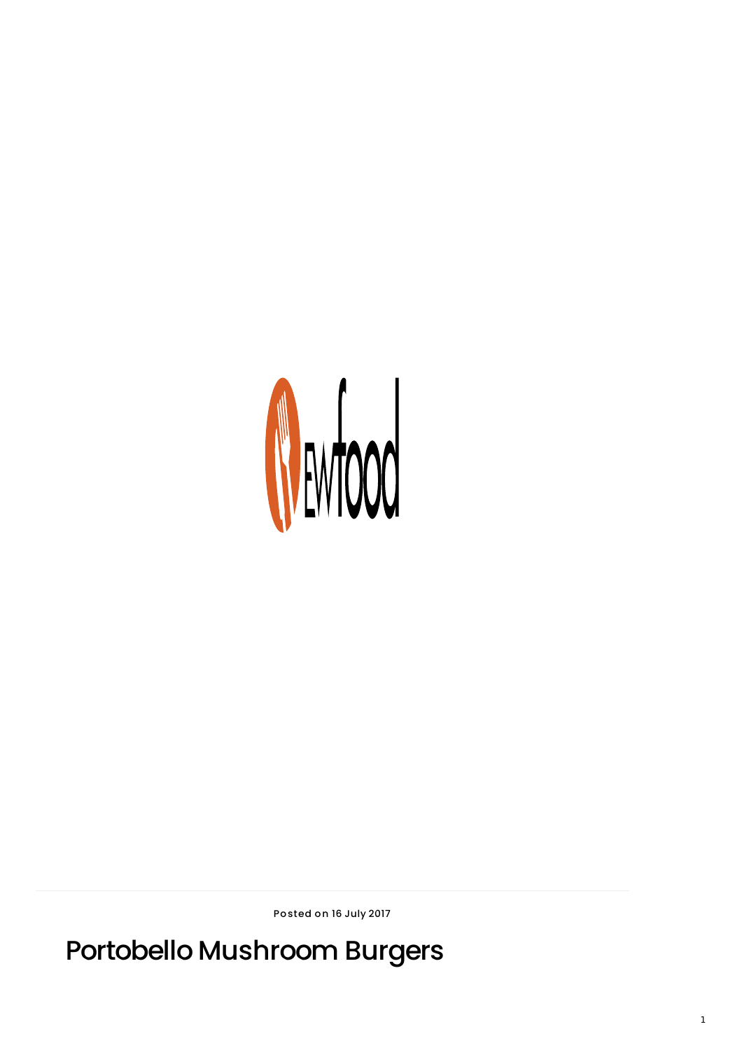Posted on 16 July 2017

# Portobello Mushroom Burgers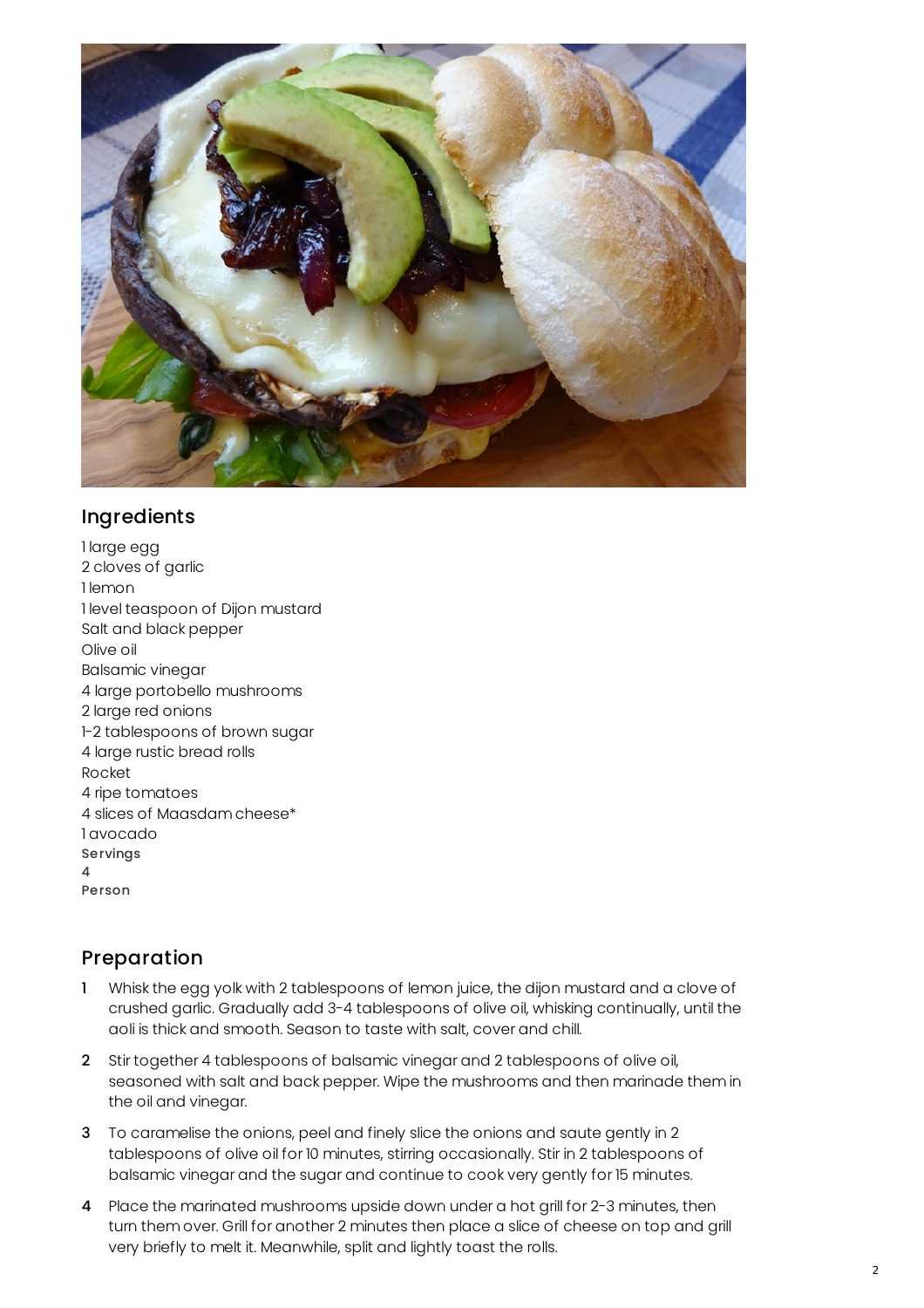## Ingredients

1 large egg
2 cloves of garlic
1 lemon
1 level teaspoon of Dijon mustard
Salt and black pepper
Olive oil
Balsamic vinegar
4 large portobello mushrooms
2 large red onions
1-2 tablespoons of brown sugar
4 large rustic bread rolls
Rocket
4 ripe tomatoes
4 slices of Maasdam cheese*
1 avocado

**Servings**
**4**
**Person**

## Preparation

1. Whisk the egg yolk with 2 tablespoons of lemon juice, the dijon mustard and a clove of crushed garlic. Gradually add 3-4 tablespoons of olive oil, whisking continually, until the aoli is thick and smooth. Season to taste with salt, cover and chill.
2. Stir together 4 tablespoons of balsamic vinegar and 2 tablespoons of olive oil, seasoned with salt and back pepper. Wipe the mushrooms and then marinade them in the oil and vinegar.
3. To caramelise the onions, peel and finely slice the onions and saute gently in 2 tablespoons of olive oil for 10 minutes, stirring occasionally. Stir in 2 tablespoons of balsamic vinegar and the sugar and continue to cook very gently for 15 minutes.
4. Place the marinated mushrooms upside down under a hot grill for 2-3 minutes, then turn them over. Grill for another 2 minutes then place a slice of cheese on top and grill very briefly to melt it. Meanwhile, split and lightly toast the rolls.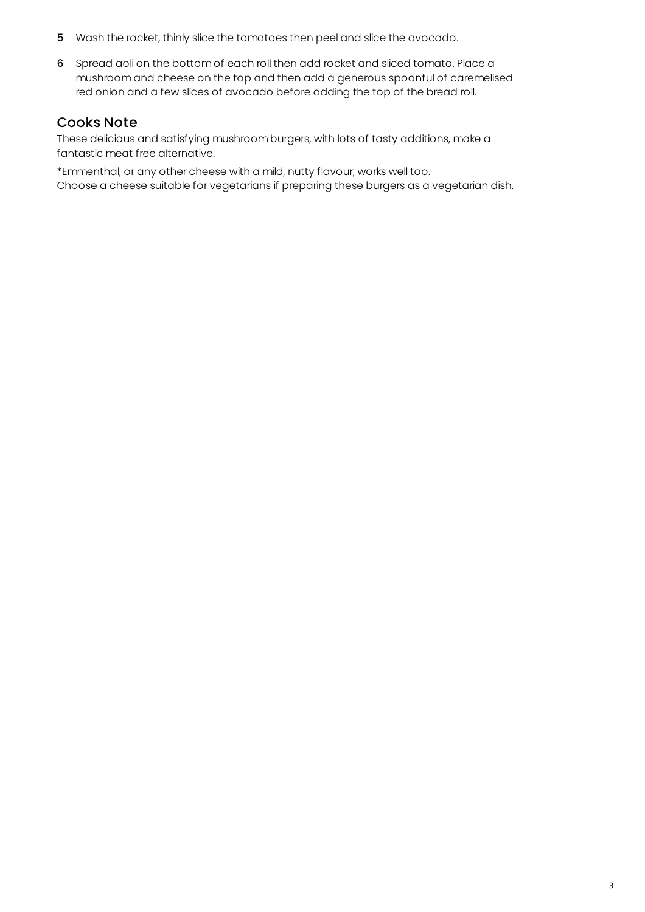5. Wash the rocket, thinly slice the tomatoes then peel and slice the avocado.
6. Spread aoli on the bottom of each roll then add rocket and sliced tomato. Place a mushroom and cheese on the top and then add a generous spoonful of caremelised red onion and a few slices of avocado before adding the top of the bread roll.

## Cooks Note

These delicious and satisfying mushroom burgers, with lots of tasty additions, make a fantastic meat free alternative.

*Emmenthal, or any other cheese with a mild, nutty flavour, works well too.
Choose a cheese suitable for vegetarians if preparing these burgers as a vegetarian dish.